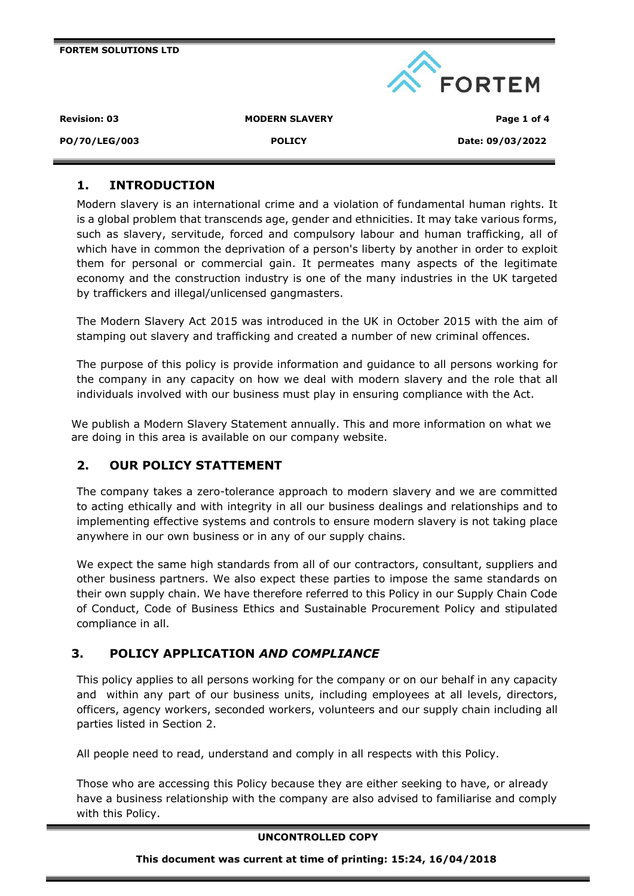## 1. INTRODUCTION

Modern slavery is an international crime and a violation of fundamental human rights. It is a global problem that transcends age, gender and ethnicities. It may take various forms, such as slavery, servitude, forced and compulsory labour and human trafficking, all of which have in common the deprivation of a person's liberty by another in order to exploit them for personal or commercial gain. It permeates many aspects of the legitimate economy and the construction industry is one of the many industries in the UK targeted by traffickers and illegal/unlicensed gangmasters.

The Modern Slavery Act 2015 was introduced in the UK in October 2015 with the aim of stamping out slavery and trafficking and created a number of new criminal offences.

The purpose of this policy is provide information and guidance to all persons working for the company in any capacity on how we deal with modern slavery and the role that all individuals involved with our business must play in ensuring compliance with the Act.

We publish a Modern Slavery Statement annually. This and more information on what we are doing in this area is available on our company website.

## 2. OUR POLICY STATTEMENT

The company takes a zero-tolerance approach to modern slavery and we are committed to acting ethically and with integrity in all our business dealings and relationships and to implementing effective systems and controls to ensure modern slavery is not taking place anywhere in our own business or in any of our supply chains.

We expect the same high standards from all of our contractors, consultant, suppliers and other business partners. We also expect these parties to impose the same standards on their own supply chain. We have therefore referred to this Policy in our Supply Chain Code of Conduct, Code of Business Ethics and Sustainable Procurement Policy and stipulated compliance in all.

## 3. POLICY APPLICATION *AND COMPLIANCE*

This policy applies to all persons working for the company or on our behalf in any capacity and within any part of our business units, including employees at all levels, directors, officers, agency workers, seconded workers, volunteers and our supply chain including all parties listed in Section 2.

All people need to read, understand and comply in all respects with this Policy.

Those who are accessing this Policy because they are either seeking to have, or already have a business relationship with the company are also advised to familiarise and comply with this Policy.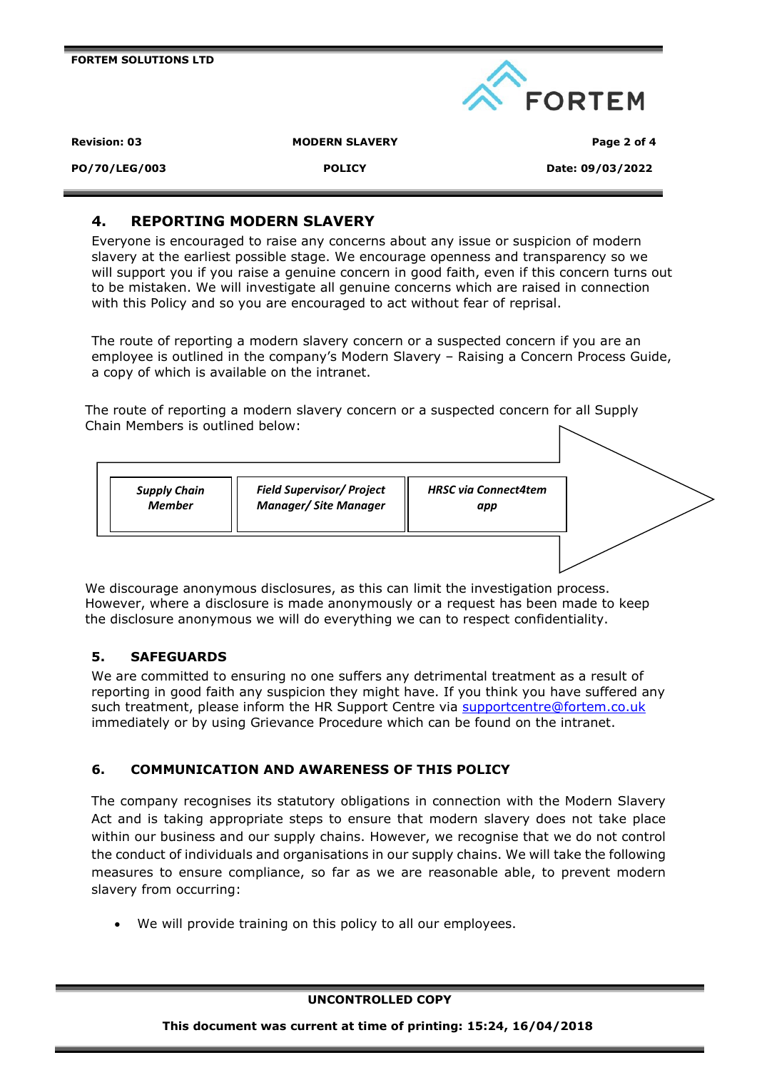## 4. REPORTING MODERN SLAVERY

Everyone is encouraged to raise any concerns about any issue or suspicion of modern slavery at the earliest possible stage. We encourage openness and transparency so we will support you if you raise a genuine concern in good faith, even if this concern turns out to be mistaken. We will investigate all genuine concerns which are raised in connection with this Policy and so you are encouraged to act without fear of reprisal.

The route of reporting a modern slavery concern or a suspected concern if you are an employee is outlined in the company's Modern Slavery – Raising a Concern Process Guide, a copy of which is available on the intranet.

The route of reporting a modern slavery concern or a suspected concern for all Supply Chain Members is outlined below:

***Supply Chain Member*** → ***Field Supervisor/ Project Manager/ Site Manager*** → ***HRSC via Connect4tem app***

We discourage anonymous disclosures, as this can limit the investigation process. However, where a disclosure is made anonymously or a request has been made to keep the disclosure anonymous we will do everything we can to respect confidentiality.

## 5. SAFEGUARDS

We are committed to ensuring no one suffers any detrimental treatment as a result of reporting in good faith any suspicion they might have. If you think you have suffered any such treatment, please inform the HR Support Centre via supportcentre@fortem.co.uk immediately or by using Grievance Procedure which can be found on the intranet.

## 6. COMMUNICATION AND AWARENESS OF THIS POLICY

The company recognises its statutory obligations in connection with the Modern Slavery Act and is taking appropriate steps to ensure that modern slavery does not take place within our business and our supply chains. However, we recognise that we do not control the conduct of individuals and organisations in our supply chains. We will take the following measures to ensure compliance, so far as we are reasonable able, to prevent modern slavery from occurring:

- We will provide training on this policy to all our employees.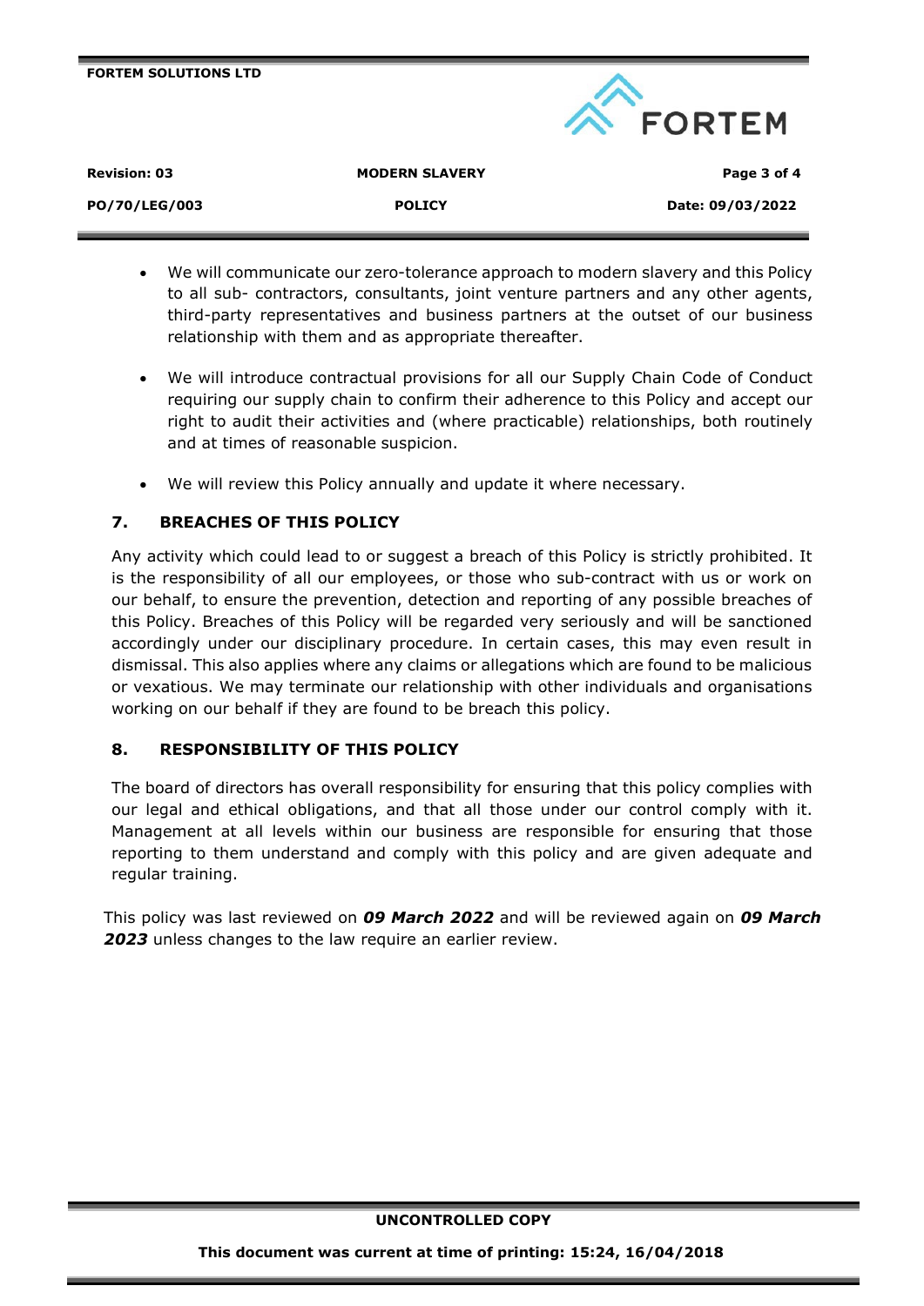- We will communicate our zero-tolerance approach to modern slavery and this Policy to all sub- contractors, consultants, joint venture partners and any other agents, third-party representatives and business partners at the outset of our business relationship with them and as appropriate thereafter.
- We will introduce contractual provisions for all our Supply Chain Code of Conduct requiring our supply chain to confirm their adherence to this Policy and accept our right to audit their activities and (where practicable) relationships, both routinely and at times of reasonable suspicion.
- We will review this Policy annually and update it where necessary.

## 7. BREACHES OF THIS POLICY

Any activity which could lead to or suggest a breach of this Policy is strictly prohibited. It is the responsibility of all our employees, or those who sub-contract with us or work on our behalf, to ensure the prevention, detection and reporting of any possible breaches of this Policy. Breaches of this Policy will be regarded very seriously and will be sanctioned accordingly under our disciplinary procedure. In certain cases, this may even result in dismissal. This also applies where any claims or allegations which are found to be malicious or vexatious. We may terminate our relationship with other individuals and organisations working on our behalf if they are found to be breach this policy.

## 8. RESPONSIBILITY OF THIS POLICY

The board of directors has overall responsibility for ensuring that this policy complies with our legal and ethical obligations, and that all those under our control comply with it. Management at all levels within our business are responsible for ensuring that those reporting to them understand and comply with this policy and are given adequate and regular training.

This policy was last reviewed on ***09 March 2022*** and will be reviewed again on ***09 March 2023*** unless changes to the law require an earlier review.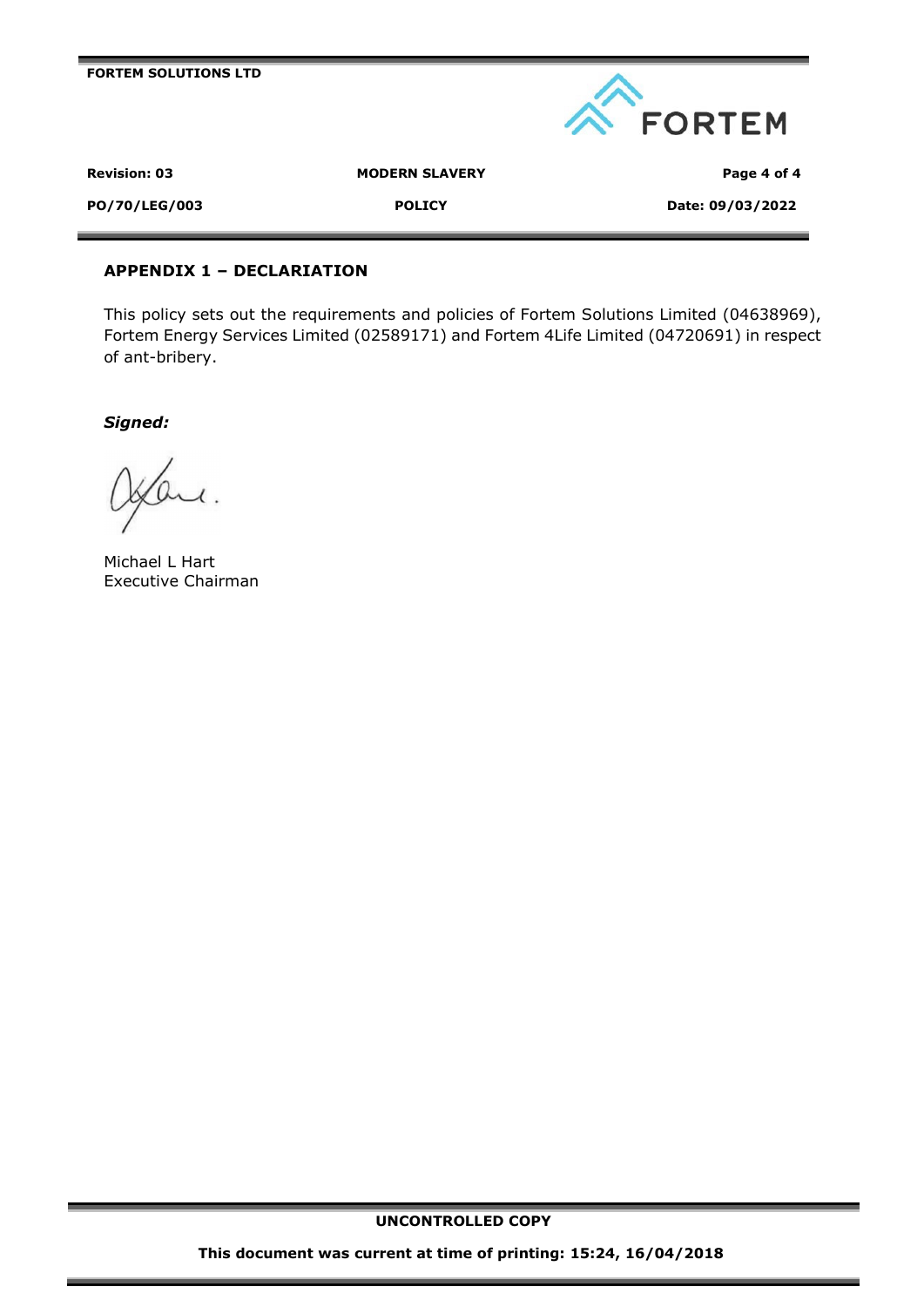## APPENDIX 1 – DECLARIATION

This policy sets out the requirements and policies of Fortem Solutions Limited (04638969), Fortem Energy Services Limited (02589171) and Fortem 4Life Limited (04720691) in respect of ant-bribery.

***Signed:***

Michael L Hart
Executive Chairman